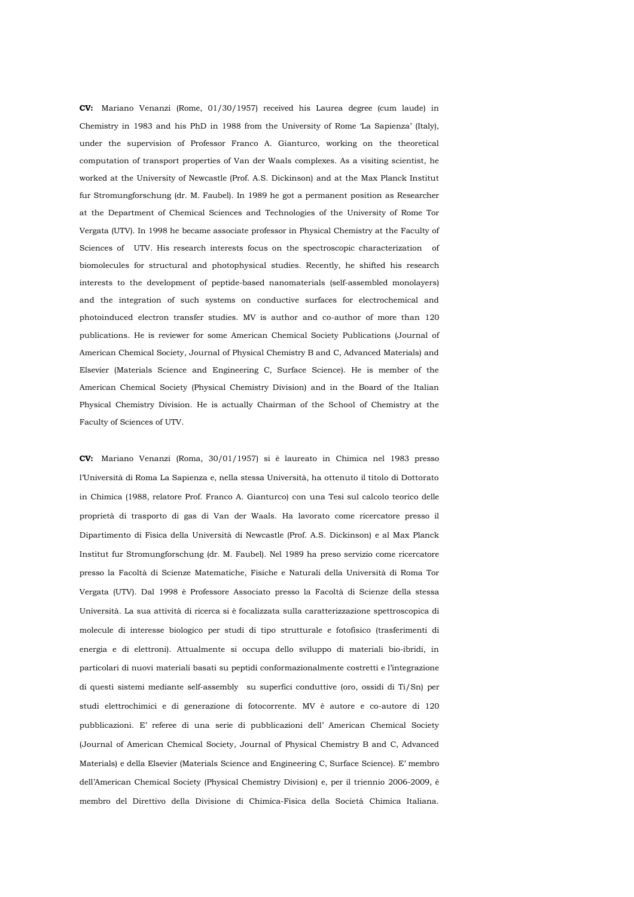**CV:** Mariano Venanzi (Rome, 01/30/1957) received his Laurea degree (cum laude) in Chemistry in 1983 and his PhD in 1988 from the University of Rome 'La Sapienza' (Italy), under the supervision of Professor Franco A. Gianturco, working on the theoretical computation of transport properties of Van der Waals complexes. As a visiting scientist, he worked at the University of Newcastle (Prof. A.S. Dickinson) and at the Max Planck Institut fur Stromungforschung (dr. M. Faubel). In 1989 he got a permanent position as Researcher at the Department of Chemical Sciences and Technologies of the University of Rome Tor Vergata (UTV). In 1998 he became associate professor in Physical Chemistry at the Faculty of Sciences of UTV. His research interests focus on the spectroscopic characterization of biomolecules for structural and photophysical studies. Recently, he shifted his research interests to the development of peptide-based nanomaterials (self-assembled monolayers) and the integration of such systems on conductive surfaces for electrochemical and photoinduced electron transfer studies. MV is author and co-author of more than 120 publications. He is reviewer for some American Chemical Society Publications (Journal of American Chemical Society, Journal of Physical Chemistry B and C, Advanced Materials) and Elsevier (Materials Science and Engineering C, Surface Science). He is member of the American Chemical Society (Physical Chemistry Division) and in the Board of the Italian Physical Chemistry Division. He is actually Chairman of the School of Chemistry at the Faculty of Sciences of UTV.

**CV:** Mariano Venanzi (Roma, 30/01/1957) si è laureato in Chimica nel 1983 presso l'Università di Roma La Sapienza e, nella stessa Università, ha ottenuto il titolo di Dottorato in Chimica (1988, relatore Prof. Franco A. Gianturco) con una Tesi sul calcolo teorico delle proprietà di trasporto di gas di Van der Waals. Ha lavorato come ricercatore presso il Dipartimento di Fisica della Università di Newcastle (Prof. A.S. Dickinson) e al Max Planck Institut fur Stromungforschung (dr. M. Faubel). Nel 1989 ha preso servizio come ricercatore presso la Facoltà di Scienze Matematiche, Fisiche e Naturali della Università di Roma Tor Vergata (UTV). Dal 1998 è Professore Associato presso la Facoltà di Scienze della stessa Università. La sua attività di ricerca si è focalizzata sulla caratterizzazione spettroscopica di molecule di interesse biologico per studi di tipo strutturale e fotofisico (trasferimenti di energia e di elettroni). Attualmente si occupa dello sviluppo di materiali bio-ibridi, in particolari di nuovi materiali basati su peptidi conformazionalmente costretti e l'integrazione di questi sistemi mediante self-assembly su superfici conduttive (oro, ossidi di Ti/Sn) per studi elettrochimici e di generazione di fotocorrente. MV è autore e co-autore di 120 pubblicazioni. E' referee di una serie di pubblicazioni dell' American Chemical Society (Journal of American Chemical Society, Journal of Physical Chemistry B and C, Advanced Materials) e della Elsevier (Materials Science and Engineering C, Surface Science). E' membro dell'American Chemical Society (Physical Chemistry Division) e, per il triennio 2006-2009, è membro del Direttivo della Divisione di Chimica-Fisica della Società Chimica Italiana.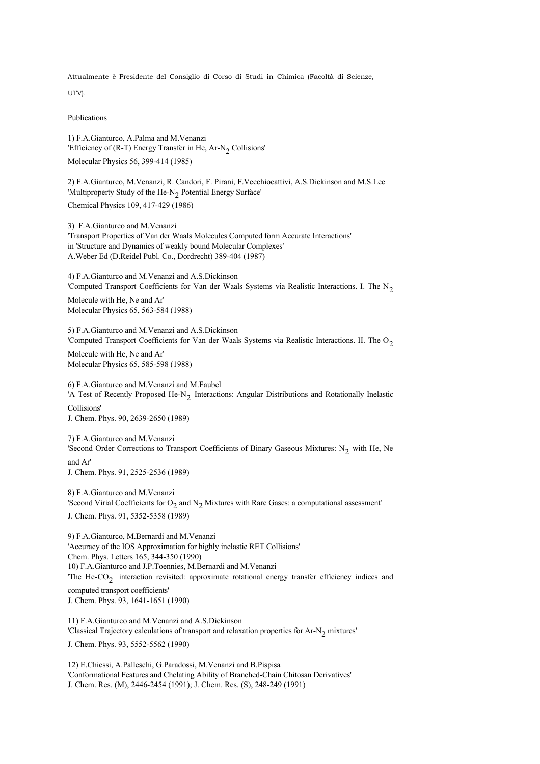Attualmente è Presidente del Consiglio di Corso di Studi in Chimica (Facoltà di Scienze, UTV).

Publications

1) F.A.Gianturco, A.Palma and M.Venanzi
'Efficiency of (R-T) Energy Transfer in He, Ar-$N_2$ Collisions'
Molecular Physics 56, 399-414 (1985)

2) F.A.Gianturco, M.Venanzi, R. Candori, F. Pirani, F.Vecchiocattivi, A.S.Dickinson and M.S.Lee
'Multiproperty Study of the He-$N_2$ Potential Energy Surface'
Chemical Physics 109, 417-429 (1986)

3) F.A.Gianturco and M.Venanzi
'Transport Properties of Van der Waals Molecules Computed form Accurate Interactions'
in 'Structure and Dynamics of weakly bound Molecular Complexes'
A.Weber Ed (D.Reidel Publ. Co., Dordrecht) 389-404 (1987)

4) F.A.Gianturco and M.Venanzi and A.S.Dickinson
'Computed Transport Coefficients for Van der Waals Systems via Realistic Interactions. I. The $N_2$ Molecule with He, Ne and Ar'
Molecular Physics 65, 563-584 (1988)

5) F.A.Gianturco and M.Venanzi and A.S.Dickinson
'Computed Transport Coefficients for Van der Waals Systems via Realistic Interactions. II. The $O_2$ Molecule with He, Ne and Ar'
Molecular Physics 65, 585-598 (1988)

6) F.A.Gianturco and M.Venanzi and M.Faubel
'A Test of Recently Proposed He-$N_2$ Interactions: Angular Distributions and Rotationally Inelastic Collisions'
J. Chem. Phys. 90, 2639-2650 (1989)

7) F.A.Gianturco and M.Venanzi
'Second Order Corrections to Transport Coefficients of Binary Gaseous Mixtures: $N_2$ with He, Ne and Ar'
J. Chem. Phys. 91, 2525-2536 (1989)

8) F.A.Gianturco and M.Venanzi
'Second Virial Coefficients for $O_2$ and $N_2$ Mixtures with Rare Gases: a computational assessment'
J. Chem. Phys. 91, 5352-5358 (1989)

9) F.A.Gianturco, M.Bernardi and M.Venanzi
'Accuracy of the IOS Approximation for highly inelastic RET Collisions'
Chem. Phys. Letters 165, 344-350 (1990)

10) F.A.Gianturco and J.P.Toennies, M.Bernardi and M.Venanzi
'The He-$CO_2$ interaction revisited: approximate rotational energy transfer efficiency indices and computed transport coefficients'
J. Chem. Phys. 93, 1641-1651 (1990)

11) F.A.Gianturco and M.Venanzi and A.S.Dickinson
'Classical Trajectory calculations of transport and relaxation properties for Ar-$N_2$ mixtures'
J. Chem. Phys. 93, 5552-5562 (1990)

12) E.Chiessi, A.Palleschi, G.Paradossi, M.Venanzi and B.Pispisa
'Conformational Features and Chelating Ability of Branched-Chain Chitosan Derivatives'
J. Chem. Res. (M), 2446-2454 (1991); J. Chem. Res. (S), 248-249 (1991)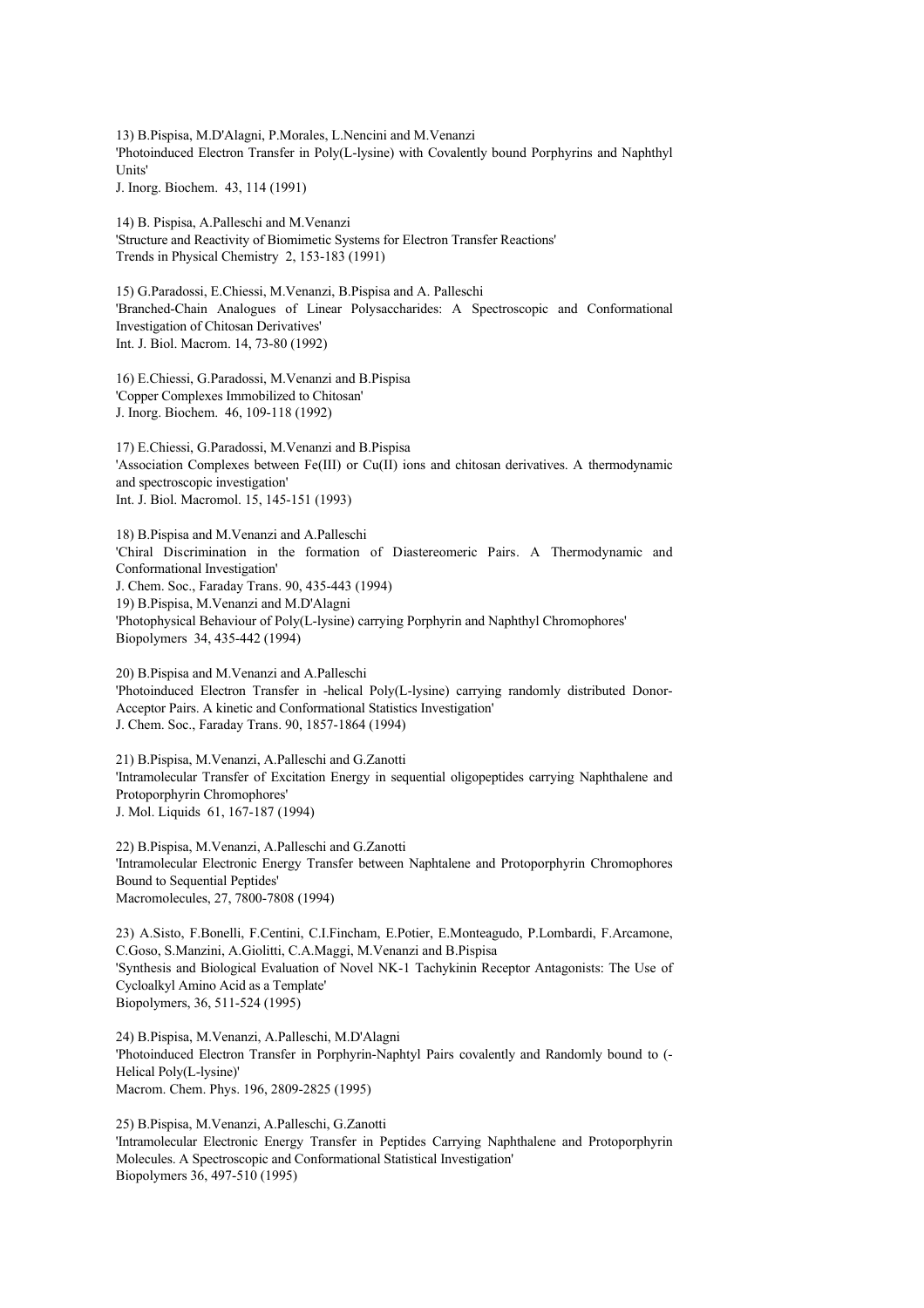13) B.Pispisa, M.D'Alagni, P.Morales, L.Nencini and M.Venanzi
'Photoinduced Electron Transfer in Poly(L-lysine) with Covalently bound Porphyrins and Naphthyl Units'
J. Inorg. Biochem. 43, 114 (1991)

14) B. Pispisa, A.Palleschi and M.Venanzi
'Structure and Reactivity of Biomimetic Systems for Electron Transfer Reactions'
Trends in Physical Chemistry 2, 153-183 (1991)

15) G.Paradossi, E.Chiessi, M.Venanzi, B.Pispisa and A. Palleschi
'Branched-Chain Analogues of Linear Polysaccharides: A Spectroscopic and Conformational Investigation of Chitosan Derivatives'
Int. J. Biol. Macrom. 14, 73-80 (1992)

16) E.Chiessi, G.Paradossi, M.Venanzi and B.Pispisa
'Copper Complexes Immobilized to Chitosan'
J. Inorg. Biochem. 46, 109-118 (1992)

17) E.Chiessi, G.Paradossi, M.Venanzi and B.Pispisa
'Association Complexes between Fe(III) or Cu(II) ions and chitosan derivatives. A thermodynamic and spectroscopic investigation'
Int. J. Biol. Macromol. 15, 145-151 (1993)

18) B.Pispisa and M.Venanzi and A.Palleschi
'Chiral Discrimination in the formation of Diastereomeric Pairs. A Thermodynamic and Conformational Investigation'
J. Chem. Soc., Faraday Trans. 90, 435-443 (1994)

19) B.Pispisa, M.Venanzi and M.D'Alagni
'Photophysical Behaviour of Poly(L-lysine) carrying Porphyrin and Naphthyl Chromophores'
Biopolymers 34, 435-442 (1994)

20) B.Pispisa and M.Venanzi and A.Palleschi
'Photoinduced Electron Transfer in -helical Poly(L-lysine) carrying randomly distributed Donor-Acceptor Pairs. A kinetic and Conformational Statistics Investigation'
J. Chem. Soc., Faraday Trans. 90, 1857-1864 (1994)

21) B.Pispisa, M.Venanzi, A.Palleschi and G.Zanotti
'Intramolecular Transfer of Excitation Energy in sequential oligopeptides carrying Naphthalene and Protoporphyrin Chromophores'
J. Mol. Liquids 61, 167-187 (1994)

22) B.Pispisa, M.Venanzi, A.Palleschi and G.Zanotti
'Intramolecular Electronic Energy Transfer between Naphtalene and Protoporphyrin Chromophores Bound to Sequential Peptides'
Macromolecules, 27, 7800-7808 (1994)

23) A.Sisto, F.Bonelli, F.Centini, C.I.Fincham, E.Potier, E.Monteagudo, P.Lombardi, F.Arcamone, C.Goso, S.Manzini, A.Giolitti, C.A.Maggi, M.Venanzi and B.Pispisa
'Synthesis and Biological Evaluation of Novel NK-1 Tachykinin Receptor Antagonists: The Use of Cycloalkyl Amino Acid as a Template'
Biopolymers, 36, 511-524 (1995)

24) B.Pispisa, M.Venanzi, A.Palleschi, M.D'Alagni
'Photoinduced Electron Transfer in Porphyrin-Naphtyl Pairs covalently and Randomly bound to (-Helical Poly(L-lysine)'
Macrom. Chem. Phys. 196, 2809-2825 (1995)

25) B.Pispisa, M.Venanzi, A.Palleschi, G.Zanotti
'Intramolecular Electronic Energy Transfer in Peptides Carrying Naphthalene and Protoporphyrin Molecules. A Spectroscopic and Conformational Statistical Investigation'
Biopolymers 36, 497-510 (1995)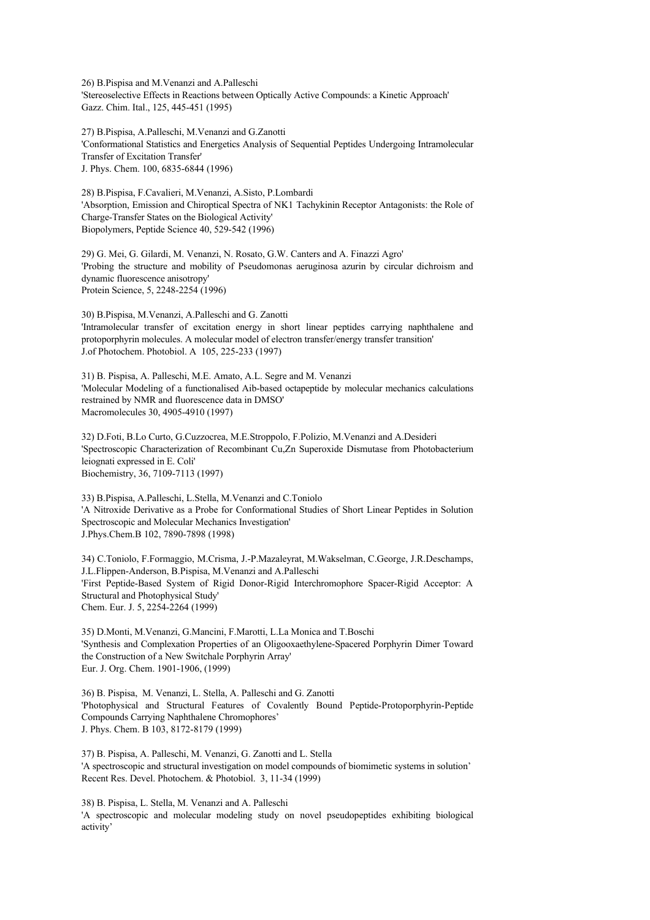26) B.Pispisa and M.Venanzi and A.Palleschi
'Stereoselective Effects in Reactions between Optically Active Compounds: a Kinetic Approach'
Gazz. Chim. Ital., 125, 445-451 (1995)

27) B.Pispisa, A.Palleschi, M.Venanzi and G.Zanotti
'Conformational Statistics and Energetics Analysis of Sequential Peptides Undergoing Intramolecular Transfer of Excitation Transfer'
J. Phys. Chem. 100, 6835-6844 (1996)

28) B.Pispisa, F.Cavalieri, M.Venanzi, A.Sisto, P.Lombardi
'Absorption, Emission and Chiroptical Spectra of NK1 Tachykinin Receptor Antagonists: the Role of Charge-Transfer States on the Biological Activity'
Biopolymers, Peptide Science 40, 529-542 (1996)

29) G. Mei, G. Gilardi, M. Venanzi, N. Rosato, G.W. Canters and A. Finazzi Agro'
'Probing the structure and mobility of Pseudomonas aeruginosa azurin by circular dichroism and dynamic fluorescence anisotropy'
Protein Science, 5, 2248-2254 (1996)

30) B.Pispisa, M.Venanzi, A.Palleschi and G. Zanotti
'Intramolecular transfer of excitation energy in short linear peptides carrying naphthalene and protoporphyrin molecules. A molecular model of electron transfer/energy transfer transition'
J.of Photochem. Photobiol. A 105, 225-233 (1997)

31) B. Pispisa, A. Palleschi, M.E. Amato, A.L. Segre and M. Venanzi
'Molecular Modeling of a functionalised Aib-based octapeptide by molecular mechanics calculations restrained by NMR and fluorescence data in DMSO'
Macromolecules 30, 4905-4910 (1997)

32) D.Foti, B.Lo Curto, G.Cuzzocrea, M.E.Stroppolo, F.Polizio, M.Venanzi and A.Desideri
'Spectroscopic Characterization of Recombinant Cu,Zn Superoxide Dismutase from Photobacterium leiognati expressed in E. Coli'
Biochemistry, 36, 7109-7113 (1997)

33) B.Pispisa, A.Palleschi, L.Stella, M.Venanzi and C.Toniolo
'A Nitroxide Derivative as a Probe for Conformational Studies of Short Linear Peptides in Solution Spectroscopic and Molecular Mechanics Investigation'
J.Phys.Chem.B 102, 7890-7898 (1998)

34) C.Toniolo, F.Formaggio, M.Crisma, J.-P.Mazaleyrat, M.Wakselman, C.George, J.R.Deschamps, J.L.Flippen-Anderson, B.Pispisa, M.Venanzi and A.Palleschi
'First Peptide-Based System of Rigid Donor-Rigid Interchromophore Spacer-Rigid Acceptor: A Structural and Photophysical Study'
Chem. Eur. J. 5, 2254-2264 (1999)

35) D.Monti, M.Venanzi, G.Mancini, F.Marotti, L.La Monica and T.Boschi
'Synthesis and Complexation Properties of an Oligooxaethylene-Spacered Porphyrin Dimer Toward the Construction of a New Switchale Porphyrin Array'
Eur. J. Org. Chem. 1901-1906, (1999)

36) B. Pispisa, M. Venanzi, L. Stella, A. Palleschi and G. Zanotti
'Photophysical and Structural Features of Covalently Bound Peptide-Protoporphyrin-Peptide Compounds Carrying Naphthalene Chromophores'
J. Phys. Chem. B 103, 8172-8179 (1999)

37) B. Pispisa, A. Palleschi, M. Venanzi, G. Zanotti and L. Stella
'A spectroscopic and structural investigation on model compounds of biomimetic systems in solution'
Recent Res. Devel. Photochem. & Photobiol. 3, 11-34 (1999)

38) B. Pispisa, L. Stella, M. Venanzi and A. Palleschi
'A spectroscopic and molecular modeling study on novel pseudopeptides exhibiting biological activity'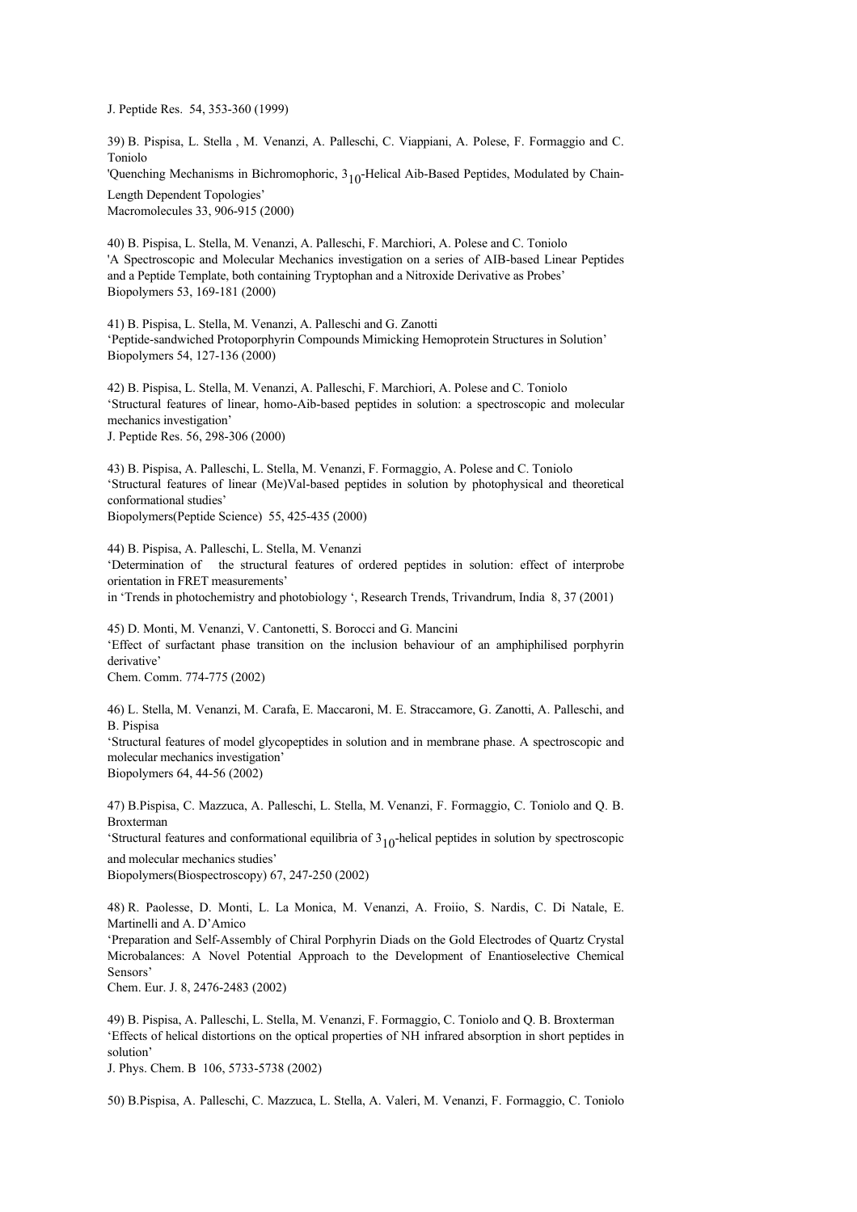J. Peptide Res. 54, 353-360 (1999)

39) B. Pispisa, L. Stella , M. Venanzi, A. Palleschi, C. Viappiani, A. Polese, F. Formaggio and C. Toniolo
'Quenching Mechanisms in Bichromophoric, $3_{10}$-Helical Aib-Based Peptides, Modulated by Chain-Length Dependent Topologies'
Macromolecules 33, 906-915 (2000)

40) B. Pispisa, L. Stella, M. Venanzi, A. Palleschi, F. Marchiori, A. Polese and C. Toniolo
'A Spectroscopic and Molecular Mechanics investigation on a series of AIB-based Linear Peptides and a Peptide Template, both containing Tryptophan and a Nitroxide Derivative as Probes'
Biopolymers 53, 169-181 (2000)

41) B. Pispisa, L. Stella, M. Venanzi, A. Palleschi and G. Zanotti
'Peptide-sandwiched Protoporphyrin Compounds Mimicking Hemoprotein Structures in Solution'
Biopolymers 54, 127-136 (2000)

42) B. Pispisa, L. Stella, M. Venanzi, A. Palleschi, F. Marchiori, A. Polese and C. Toniolo
'Structural features of linear, homo-Aib-based peptides in solution: a spectroscopic and molecular mechanics investigation'
J. Peptide Res. 56, 298-306 (2000)

43) B. Pispisa, A. Palleschi, L. Stella, M. Venanzi, F. Formaggio, A. Polese and C. Toniolo
'Structural features of linear (Me)Val-based peptides in solution by photophysical and theoretical conformational studies'
Biopolymers(Peptide Science) 55, 425-435 (2000)

44) B. Pispisa, A. Palleschi, L. Stella, M. Venanzi
'Determination of the structural features of ordered peptides in solution: effect of interprobe orientation in FRET measurements'
in 'Trends in photochemistry and photobiology ', Research Trends, Trivandrum, India 8, 37 (2001)

45) D. Monti, M. Venanzi, V. Cantonetti, S. Borocci and G. Mancini
'Effect of surfactant phase transition on the inclusion behaviour of an amphiphilised porphyrin derivative'
Chem. Comm. 774-775 (2002)

46) L. Stella, M. Venanzi, M. Carafa, E. Maccaroni, M. E. Straccamore, G. Zanotti, A. Palleschi, and B. Pispisa
'Structural features of model glycopeptides in solution and in membrane phase. A spectroscopic and molecular mechanics investigation'
Biopolymers 64, 44-56 (2002)

47) B.Pispisa, C. Mazzuca, A. Palleschi, L. Stella, M. Venanzi, F. Formaggio, C. Toniolo and Q. B. Broxterman
'Structural features and conformational equilibria of $3_{10}$-helical peptides in solution by spectroscopic and molecular mechanics studies'
Biopolymers(Biospectroscopy) 67, 247-250 (2002)

48) R. Paolesse, D. Monti, L. La Monica, M. Venanzi, A. Froiio, S. Nardis, C. Di Natale, E. Martinelli and A. D'Amico
'Preparation and Self-Assembly of Chiral Porphyrin Diads on the Gold Electrodes of Quartz Crystal Microbalances: A Novel Potential Approach to the Development of Enantioselective Chemical Sensors'
Chem. Eur. J. 8, 2476-2483 (2002)

49) B. Pispisa, A. Palleschi, L. Stella, M. Venanzi, F. Formaggio, C. Toniolo and Q. B. Broxterman
'Effects of helical distortions on the optical properties of NH infrared absorption in short peptides in solution'
J. Phys. Chem. B 106, 5733-5738 (2002)

50) B.Pispisa, A. Palleschi, C. Mazzuca, L. Stella, A. Valeri, M. Venanzi, F. Formaggio, C. Toniolo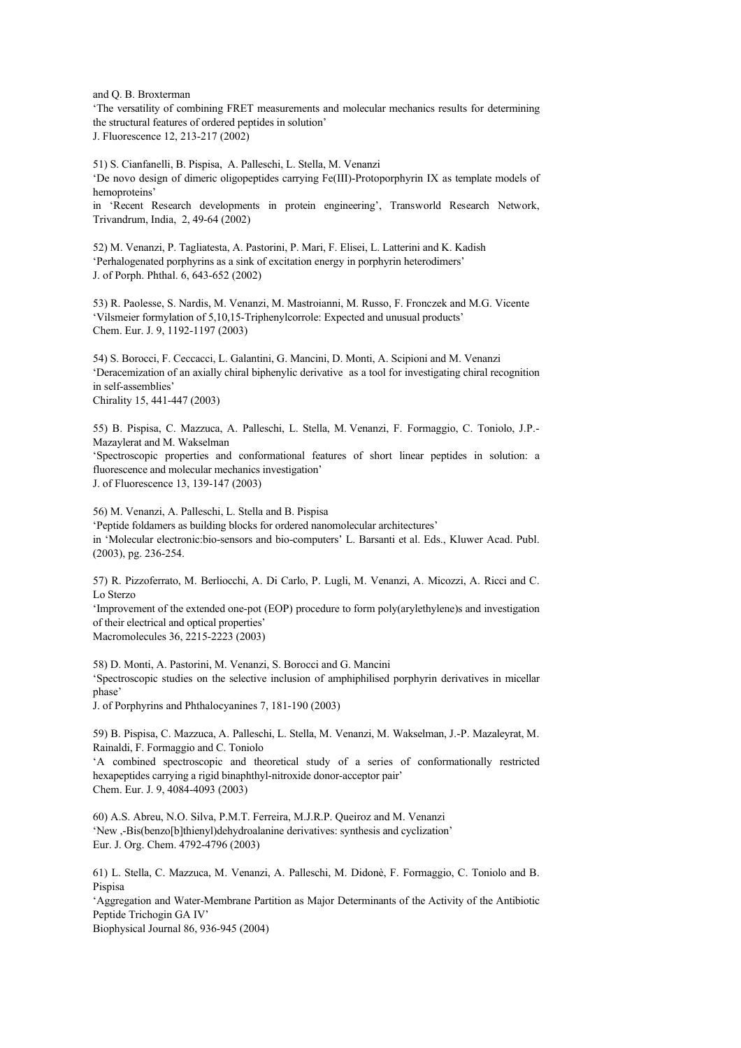and Q. B. Broxterman
'The versatility of combining FRET measurements and molecular mechanics results for determining the structural features of ordered peptides in solution'
J. Fluorescence 12, 213-217 (2002)

51) S. Cianfanelli, B. Pispisa, A. Palleschi, L. Stella, M. Venanzi
'De novo design of dimeric oligopeptides carrying Fe(III)-Protoporphyrin IX as template models of hemoproteins'
in 'Recent Research developments in protein engineering', Transworld Research Network, Trivandrum, India, 2, 49-64 (2002)

52) M. Venanzi, P. Tagliatesta, A. Pastorini, P. Mari, F. Elisei, L. Latterini and K. Kadish
'Perhalogenated porphyrins as a sink of excitation energy in porphyrin heterodimers'
J. of Porph. Phthal. 6, 643-652 (2002)

53) R. Paolesse, S. Nardis, M. Venanzi, M. Mastroianni, M. Russo, F. Fronczek and M.G. Vicente
'Vilsmeier formylation of 5,10,15-Triphenylcorrole: Expected and unusual products'
Chem. Eur. J. 9, 1192-1197 (2003)

54) S. Borocci, F. Ceccacci, L. Galantini, G. Mancini, D. Monti, A. Scipioni and M. Venanzi
'Deracemization of an axially chiral biphenylic derivative as a tool for investigating chiral recognition in self-assemblies'
Chirality 15, 441-447 (2003)

55) B. Pispisa, C. Mazzuca, A. Palleschi, L. Stella, M. Venanzi, F. Formaggio, C. Toniolo, J.P.-Mazaylerat and M. Wakselman
'Spectroscopic properties and conformational features of short linear peptides in solution: a fluorescence and molecular mechanics investigation'
J. of Fluorescence 13, 139-147 (2003)

56) M. Venanzi, A. Palleschi, L. Stella and B. Pispisa
'Peptide foldamers as building blocks for ordered nanomolecular architectures'
in 'Molecular electronic:bio-sensors and bio-computers' L. Barsanti et al. Eds., Kluwer Acad. Publ. (2003), pg. 236-254.

57) R. Pizzoferrato, M. Berliocchi, A. Di Carlo, P. Lugli, M. Venanzi, A. Micozzi, A. Ricci and C. Lo Sterzo
'Improvement of the extended one-pot (EOP) procedure to form poly(arylethylene)s and investigation of their electrical and optical properties'
Macromolecules 36, 2215-2223 (2003)

58) D. Monti, A. Pastorini, M. Venanzi, S. Borocci and G. Mancini
'Spectroscopic studies on the selective inclusion of amphiphilised porphyrin derivatives in micellar phase'
J. of Porphyrins and Phthalocyanines 7, 181-190 (2003)

59) B. Pispisa, C. Mazzuca, A. Palleschi, L. Stella, M. Venanzi, M. Wakselman, J.-P. Mazaleyrat, M. Rainaldi, F. Formaggio and C. Toniolo
'A combined spectroscopic and theoretical study of a series of conformationally restricted hexapeptides carrying a rigid binaphthyl-nitroxide donor-acceptor pair'
Chem. Eur. J. 9, 4084-4093 (2003)

60) A.S. Abreu, N.O. Silva, P.M.T. Ferreira, M.J.R.P. Queiroz and M. Venanzi
'New ,-Bis(benzo[b]thienyl)dehydroalanine derivatives: synthesis and cyclization'
Eur. J. Org. Chem. 4792-4796 (2003)

61) L. Stella, C. Mazzuca, M. Venanzi, A. Palleschi, M. Didonè, F. Formaggio, C. Toniolo and B. Pispisa
'Aggregation and Water-Membrane Partition as Major Determinants of the Activity of the Antibiotic Peptide Trichogin GA IV'
Biophysical Journal 86, 936-945 (2004)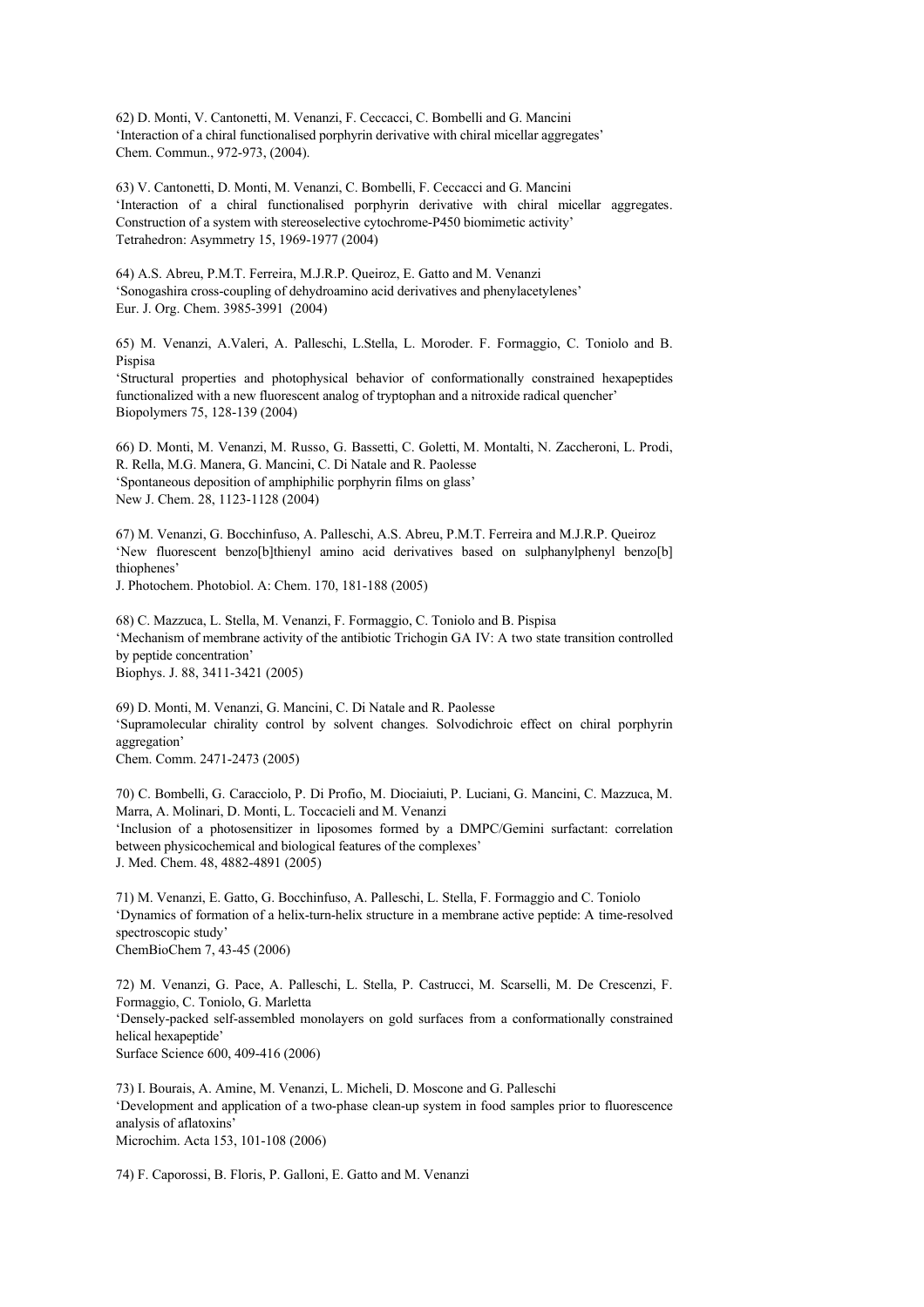62) D. Monti, V. Cantonetti, M. Venanzi, F. Ceccacci, C. Bombelli and G. Mancini
'Interaction of a chiral functionalised porphyrin derivative with chiral micellar aggregates'
Chem. Commun., 972-973, (2004).

63) V. Cantonetti, D. Monti, M. Venanzi, C. Bombelli, F. Ceccacci and G. Mancini
'Interaction of a chiral functionalised porphyrin derivative with chiral micellar aggregates. Construction of a system with stereoselective cytochrome-P450 biomimetic activity'
Tetrahedron: Asymmetry 15, 1969-1977 (2004)

64) A.S. Abreu, P.M.T. Ferreira, M.J.R.P. Queiroz, E. Gatto and M. Venanzi
'Sonogashira cross-coupling of dehydroamino acid derivatives and phenylacetylenes'
Eur. J. Org. Chem. 3985-3991 (2004)

65) M. Venanzi, A.Valeri, A. Palleschi, L.Stella, L. Moroder. F. Formaggio, C. Toniolo and B. Pispisa
'Structural properties and photophysical behavior of conformationally constrained hexapeptides functionalized with a new fluorescent analog of tryptophan and a nitroxide radical quencher'
Biopolymers 75, 128-139 (2004)

66) D. Monti, M. Venanzi, M. Russo, G. Bassetti, C. Goletti, M. Montalti, N. Zaccheroni, L. Prodi, R. Rella, M.G. Manera, G. Mancini, C. Di Natale and R. Paolesse
'Spontaneous deposition of amphiphilic porphyrin films on glass'
New J. Chem. 28, 1123-1128 (2004)

67) M. Venanzi, G. Bocchinfuso, A. Palleschi, A.S. Abreu, P.M.T. Ferreira and M.J.R.P. Queiroz
'New fluorescent benzo[b]thienyl amino acid derivatives based on sulphanylphenyl benzo[b] thiophenes'
J. Photochem. Photobiol. A: Chem. 170, 181-188 (2005)

68) C. Mazzuca, L. Stella, M. Venanzi, F. Formaggio, C. Toniolo and B. Pispisa
'Mechanism of membrane activity of the antibiotic Trichogin GA IV: A two state transition controlled by peptide concentration'
Biophys. J. 88, 3411-3421 (2005)

69) D. Monti, M. Venanzi, G. Mancini, C. Di Natale and R. Paolesse
'Supramolecular chirality control by solvent changes. Solvodichroic effect on chiral porphyrin aggregation'
Chem. Comm. 2471-2473 (2005)

70) C. Bombelli, G. Caracciolo, P. Di Profio, M. Diociaiuti, P. Luciani, G. Mancini, C. Mazzuca, M. Marra, A. Molinari, D. Monti, L. Toccacieli and M. Venanzi
'Inclusion of a photosensitizer in liposomes formed by a DMPC/Gemini surfactant: correlation between physicochemical and biological features of the complexes'
J. Med. Chem. 48, 4882-4891 (2005)

71) M. Venanzi, E. Gatto, G. Bocchinfuso, A. Palleschi, L. Stella, F. Formaggio and C. Toniolo
'Dynamics of formation of a helix-turn-helix structure in a membrane active peptide: A time-resolved spectroscopic study'
ChemBioChem 7, 43-45 (2006)

72) M. Venanzi, G. Pace, A. Palleschi, L. Stella, P. Castrucci, M. Scarselli, M. De Crescenzi, F. Formaggio, C. Toniolo, G. Marletta
'Densely-packed self-assembled monolayers on gold surfaces from a conformationally constrained helical hexapeptide'
Surface Science 600, 409-416 (2006)

73) I. Bourais, A. Amine, M. Venanzi, L. Micheli, D. Moscone and G. Palleschi
'Development and application of a two-phase clean-up system in food samples prior to fluorescence analysis of aflatoxins'
Microchim. Acta 153, 101-108 (2006)

74) F. Caporossi, B. Floris, P. Galloni, E. Gatto and M. Venanzi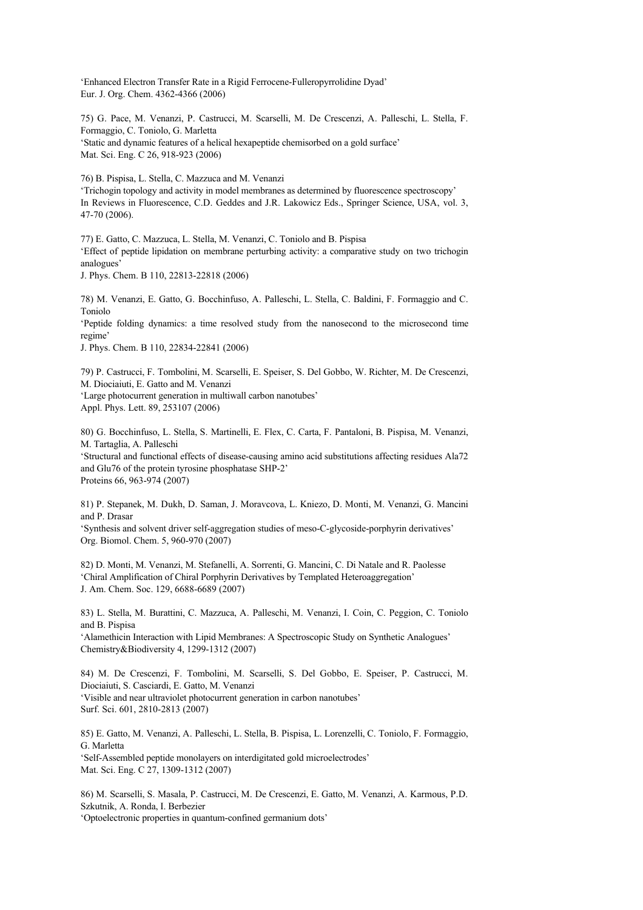'Enhanced Electron Transfer Rate in a Rigid Ferrocene-Fulleropyrrolidine Dyad'
Eur. J. Org. Chem. 4362-4366 (2006)

75) G. Pace, M. Venanzi, P. Castrucci, M. Scarselli, M. De Crescenzi, A. Palleschi, L. Stella, F. Formaggio, C. Toniolo, G. Marletta
'Static and dynamic features of a helical hexapeptide chemisorbed on a gold surface'
Mat. Sci. Eng. C 26, 918-923 (2006)

76) B. Pispisa, L. Stella, C. Mazzuca and M. Venanzi
'Trichogin topology and activity in model membranes as determined by fluorescence spectroscopy'
In Reviews in Fluorescence, C.D. Geddes and J.R. Lakowicz Eds., Springer Science, USA, vol. 3, 47-70 (2006).

77) E. Gatto, C. Mazzuca, L. Stella, M. Venanzi, C. Toniolo and B. Pispisa
'Effect of peptide lipidation on membrane perturbing activity: a comparative study on two trichogin analogues'
J. Phys. Chem. B 110, 22813-22818 (2006)

78) M. Venanzi, E. Gatto, G. Bocchinfuso, A. Palleschi, L. Stella, C. Baldini, F. Formaggio and C. Toniolo
'Peptide folding dynamics: a time resolved study from the nanosecond to the microsecond time regime'
J. Phys. Chem. B 110, 22834-22841 (2006)

79) P. Castrucci, F. Tombolini, M. Scarselli, E. Speiser, S. Del Gobbo, W. Richter, M. De Crescenzi, M. Diociaiuti, E. Gatto and M. Venanzi
'Large photocurrent generation in multiwall carbon nanotubes'
Appl. Phys. Lett. 89, 253107 (2006)

80) G. Bocchinfuso, L. Stella, S. Martinelli, E. Flex, C. Carta, F. Pantaloni, B. Pispisa, M. Venanzi, M. Tartaglia, A. Palleschi
'Structural and functional effects of disease-causing amino acid substitutions affecting residues Ala72 and Glu76 of the protein tyrosine phosphatase SHP-2'
Proteins 66, 963-974 (2007)

81) P. Stepanek, M. Dukh, D. Saman, J. Moravcova, L. Kniezo, D. Monti, M. Venanzi, G. Mancini and P. Drasar
'Synthesis and solvent driver self-aggregation studies of meso-C-glycoside-porphyrin derivatives'
Org. Biomol. Chem. 5, 960-970 (2007)

82) D. Monti, M. Venanzi, M. Stefanelli, A. Sorrenti, G. Mancini, C. Di Natale and R. Paolesse
'Chiral Amplification of Chiral Porphyrin Derivatives by Templated Heteroaggregation'
J. Am. Chem. Soc. 129, 6688-6689 (2007)

83) L. Stella, M. Burattini, C. Mazzuca, A. Palleschi, M. Venanzi, I. Coin, C. Peggion, C. Toniolo and B. Pispisa
'Alamethicin Interaction with Lipid Membranes: A Spectroscopic Study on Synthetic Analogues'
Chemistry&Biodiversity 4, 1299-1312 (2007)

84) M. De Crescenzi, F. Tombolini, M. Scarselli, S. Del Gobbo, E. Speiser, P. Castrucci, M. Diociaiuti, S. Casciardi, E. Gatto, M. Venanzi
'Visible and near ultraviolet photocurrent generation in carbon nanotubes'
Surf. Sci. 601, 2810-2813 (2007)

85) E. Gatto, M. Venanzi, A. Palleschi, L. Stella, B. Pispisa, L. Lorenzelli, C. Toniolo, F. Formaggio, G. Marletta
'Self-Assembled peptide monolayers on interdigitated gold microelectrodes'
Mat. Sci. Eng. C 27, 1309-1312 (2007)

86) M. Scarselli, S. Masala, P. Castrucci, M. De Crescenzi, E. Gatto, M. Venanzi, A. Karmous, P.D. Szkutnik, A. Ronda, I. Berbezier
'Optoelectronic properties in quantum-confined germanium dots'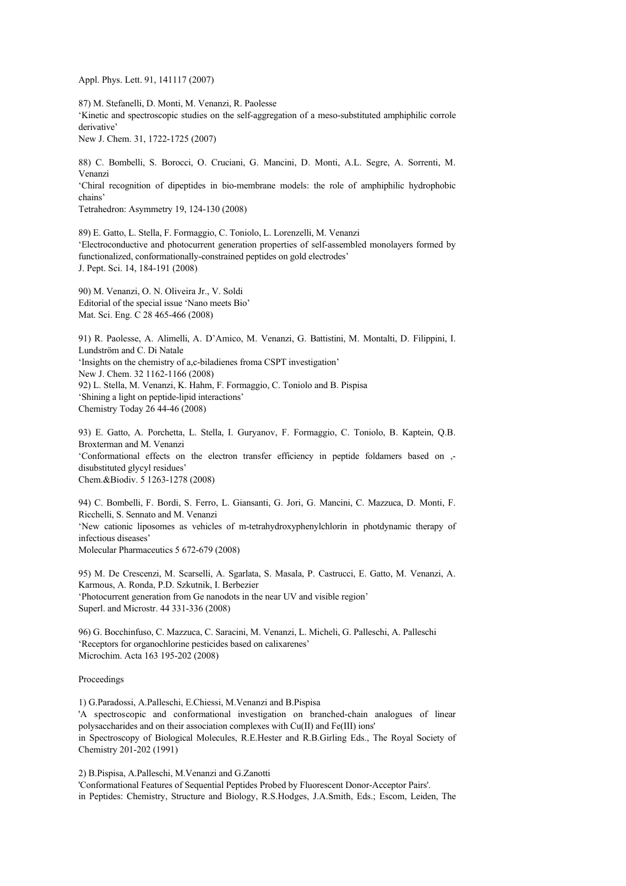Appl. Phys. Lett. 91, 141117 (2007)

87) M. Stefanelli, D. Monti, M. Venanzi, R. Paolesse
'Kinetic and spectroscopic studies on the self-aggregation of a meso-substituted amphiphilic corrole derivative'
New J. Chem. 31, 1722-1725 (2007)

88) C. Bombelli, S. Borocci, O. Cruciani, G. Mancini, D. Monti, A.L. Segre, A. Sorrenti, M. Venanzi
'Chiral recognition of dipeptides in bio-membrane models: the role of amphiphilic hydrophobic chains'
Tetrahedron: Asymmetry 19, 124-130 (2008)

89) E. Gatto, L. Stella, F. Formaggio, C. Toniolo, L. Lorenzelli, M. Venanzi
'Electroconductive and photocurrent generation properties of self-assembled monolayers formed by functionalized, conformationally-constrained peptides on gold electrodes'
J. Pept. Sci. 14, 184-191 (2008)

90) M. Venanzi, O. N. Oliveira Jr., V. Soldi
Editorial of the special issue 'Nano meets Bio'
Mat. Sci. Eng. C 28 465-466 (2008)

91) R. Paolesse, A. Alimelli, A. D'Amico, M. Venanzi, G. Battistini, M. Montalti, D. Filippini, I. Lundström and C. Di Natale
'Insights on the chemistry of a,c-biladienes froma CSPT investigation'
New J. Chem. 32 1162-1166 (2008)

92) L. Stella, M. Venanzi, K. Hahm, F. Formaggio, C. Toniolo and B. Pispisa
'Shining a light on peptide-lipid interactions'
Chemistry Today 26 44-46 (2008)

93) E. Gatto, A. Porchetta, L. Stella, I. Guryanov, F. Formaggio, C. Toniolo, B. Kaptein, Q.B. Broxterman and M. Venanzi
'Conformational effects on the electron transfer efficiency in peptide foldamers based on ,-disubstituted glycyl residues'
Chem.&Biodiv. 5 1263-1278 (2008)

94) C. Bombelli, F. Bordi, S. Ferro, L. Giansanti, G. Jori, G. Mancini, C. Mazzuca, D. Monti, F. Ricchelli, S. Sennato and M. Venanzi
'New cationic liposomes as vehicles of m-tetrahydroxyphenylchlorin in photdynamic therapy of infectious diseases'
Molecular Pharmaceutics 5 672-679 (2008)

95) M. De Crescenzi, M. Scarselli, A. Sgarlata, S. Masala, P. Castrucci, E. Gatto, M. Venanzi, A. Karmous, A. Ronda, P.D. Szkutnik, I. Berbezier
'Photocurrent generation from Ge nanodots in the near UV and visible region'
Superl. and Microstr. 44 331-336 (2008)

96) G. Bocchinfuso, C. Mazzuca, C. Saracini, M. Venanzi, L. Micheli, G. Palleschi, A. Palleschi
'Receptors for organochlorine pesticides based on calixarenes'
Microchim. Acta 163 195-202 (2008)

Proceedings

1) G.Paradossi, A.Palleschi, E.Chiessi, M.Venanzi and B.Pispisa
'A spectroscopic and conformational investigation on branched-chain analogues of linear polysaccharides and on their association complexes with Cu(II) and Fe(III) ions'
in Spectroscopy of Biological Molecules, R.E.Hester and R.B.Girling Eds., The Royal Society of Chemistry 201-202 (1991)

2) B.Pispisa, A.Palleschi, M.Venanzi and G.Zanotti
'Conformational Features of Sequential Peptides Probed by Fluorescent Donor-Acceptor Pairs'.
in Peptides: Chemistry, Structure and Biology, R.S.Hodges, J.A.Smith, Eds.; Escom, Leiden, The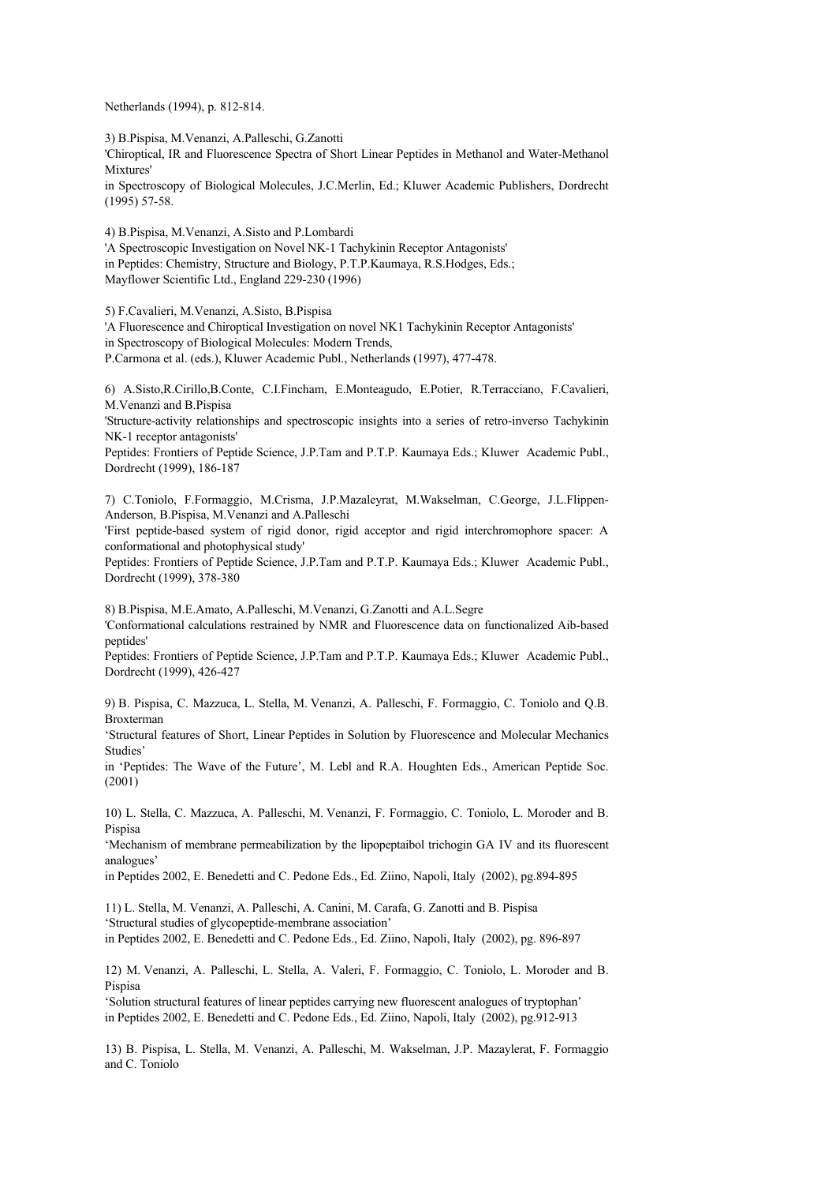Netherlands (1994), p. 812-814.

3) B.Pispisa, M.Venanzi, A.Palleschi, G.Zanotti
'Chiroptical, IR and Fluorescence Spectra of Short Linear Peptides in Methanol and Water-Methanol Mixtures'
in Spectroscopy of Biological Molecules, J.C.Merlin, Ed.; Kluwer Academic Publishers, Dordrecht (1995) 57-58.

4) B.Pispisa, M.Venanzi, A.Sisto and P.Lombardi
'A Spectroscopic Investigation on Novel NK-1 Tachykinin Receptor Antagonists'
in Peptides: Chemistry, Structure and Biology, P.T.P.Kaumaya, R.S.Hodges, Eds.;
Mayflower Scientific Ltd., England 229-230 (1996)

5) F.Cavalieri, M.Venanzi, A.Sisto, B.Pispisa
'A Fluorescence and Chiroptical Investigation on novel NK1 Tachykinin Receptor Antagonists'
in Spectroscopy of Biological Molecules: Modern Trends,
P.Carmona et al. (eds.), Kluwer Academic Publ., Netherlands (1997), 477-478.

6) A.Sisto,R.Cirillo,B.Conte, C.I.Fincham, E.Monteagudo, E.Potier, R.Terracciano, F.Cavalieri, M.Venanzi and B.Pispisa
'Structure-activity relationships and spectroscopic insights into a series of retro-inverso Tachykinin NK-1 receptor antagonists'
Peptides: Frontiers of Peptide Science, J.P.Tam and P.T.P. Kaumaya Eds.; Kluwer Academic Publ., Dordrecht (1999), 186-187

7) C.Toniolo, F.Formaggio, M.Crisma, J.P.Mazaleyrat, M.Wakselman, C.George, J.L.Flippen-Anderson, B.Pispisa, M.Venanzi and A.Palleschi
'First peptide-based system of rigid donor, rigid acceptor and rigid interchromophore spacer: A conformational and photophysical study'
Peptides: Frontiers of Peptide Science, J.P.Tam and P.T.P. Kaumaya Eds.; Kluwer Academic Publ., Dordrecht (1999), 378-380

8) B.Pispisa, M.E.Amato, A.Palleschi, M.Venanzi, G.Zanotti and A.L.Segre
'Conformational calculations restrained by NMR and Fluorescence data on functionalized Aib-based peptides'
Peptides: Frontiers of Peptide Science, J.P.Tam and P.T.P. Kaumaya Eds.; Kluwer Academic Publ., Dordrecht (1999), 426-427

9) B. Pispisa, C. Mazzuca, L. Stella, M. Venanzi, A. Palleschi, F. Formaggio, C. Toniolo and Q.B. Broxterman
'Structural features of Short, Linear Peptides in Solution by Fluorescence and Molecular Mechanics Studies'
in 'Peptides: The Wave of the Future', M. Lebl and R.A. Houghten Eds., American Peptide Soc. (2001)

10) L. Stella, C. Mazzuca, A. Palleschi, M. Venanzi, F. Formaggio, C. Toniolo, L. Moroder and B. Pispisa
'Mechanism of membrane permeabilization by the lipopeptaibol trichogin GA IV and its fluorescent analogues'
in Peptides 2002, E. Benedetti and C. Pedone Eds., Ed. Ziino, Napoli, Italy (2002), pg.894-895

11) L. Stella, M. Venanzi, A. Palleschi, A. Canini, M. Carafa, G. Zanotti and B. Pispisa
'Structural studies of glycopeptide-membrane association'
in Peptides 2002, E. Benedetti and C. Pedone Eds., Ed. Ziino, Napoli, Italy (2002), pg. 896-897

12) M. Venanzi, A. Palleschi, L. Stella, A. Valeri, F. Formaggio, C. Toniolo, L. Moroder and B. Pispisa
'Solution structural features of linear peptides carrying new fluorescent analogues of tryptophan'
in Peptides 2002, E. Benedetti and C. Pedone Eds., Ed. Ziino, Napoli, Italy (2002), pg.912-913

13) B. Pispisa, L. Stella, M. Venanzi, A. Palleschi, M. Wakselman, J.P. Mazaylerat, F. Formaggio and C. Toniolo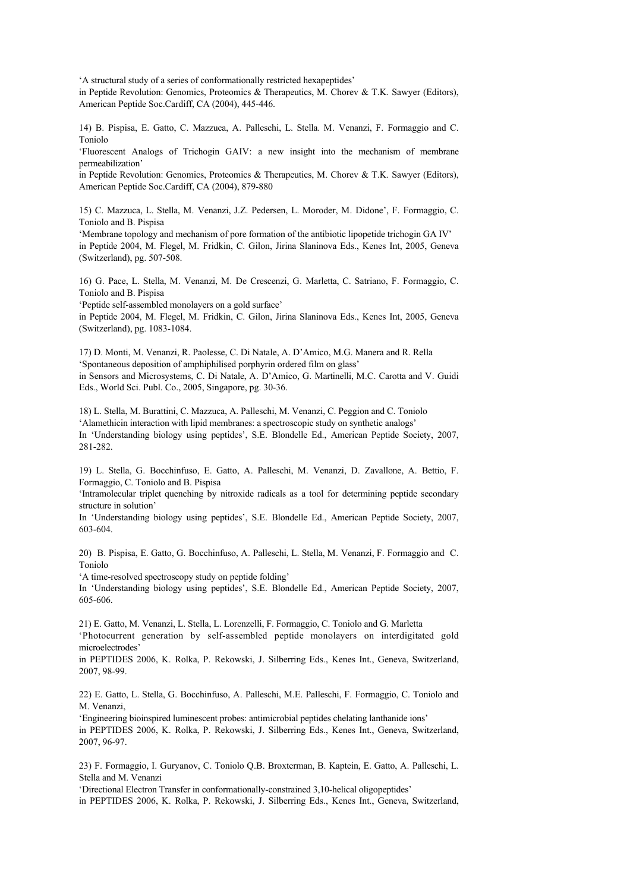‘A structural study of a series of conformationally restricted hexapeptides’
in Peptide Revolution: Genomics, Proteomics & Therapeutics, M. Chorev & T.K. Sawyer (Editors), American Peptide Soc.Cardiff, CA (2004), 445-446.

14) B. Pispisa, E. Gatto, C. Mazzuca, A. Palleschi, L. Stella. M. Venanzi, F. Formaggio and C. Toniolo
‘Fluorescent Analogs of Trichogin GAIV: a new insight into the mechanism of membrane permeabilization’
in Peptide Revolution: Genomics, Proteomics & Therapeutics, M. Chorev & T.K. Sawyer (Editors), American Peptide Soc.Cardiff, CA (2004), 879-880

15) C. Mazzuca, L. Stella, M. Venanzi, J.Z. Pedersen, L. Moroder, M. Didone’, F. Formaggio, C. Toniolo and B. Pispisa
‘Membrane topology and mechanism of pore formation of the antibiotic lipopetide trichogin GA IV’
in Peptide 2004, M. Flegel, M. Fridkin, C. Gilon, Jirina Slaninova Eds., Kenes Int, 2005, Geneva (Switzerland), pg. 507-508.

16) G. Pace, L. Stella, M. Venanzi, M. De Crescenzi, G. Marletta, C. Satriano, F. Formaggio, C. Toniolo and B. Pispisa
‘Peptide self-assembled monolayers on a gold surface’
in Peptide 2004, M. Flegel, M. Fridkin, C. Gilon, Jirina Slaninova Eds., Kenes Int, 2005, Geneva (Switzerland), pg. 1083-1084.

17) D. Monti, M. Venanzi, R. Paolesse, C. Di Natale, A. D’Amico, M.G. Manera and R. Rella
‘Spontaneous deposition of amphiphilised porphyrin ordered film on glass’
in Sensors and Microsystems, C. Di Natale, A. D’Amico, G. Martinelli, M.C. Carotta and V. Guidi Eds., World Sci. Publ. Co., 2005, Singapore, pg. 30-36.

18) L. Stella, M. Burattini, C. Mazzuca, A. Palleschi, M. Venanzi, C. Peggion and C. Toniolo
‘Alamethicin interaction with lipid membranes: a spectroscopic study on synthetic analogs’
In ‘Understanding biology using peptides’, S.E. Blondelle Ed., American Peptide Society, 2007, 281-282.

19) L. Stella, G. Bocchinfuso, E. Gatto, A. Palleschi, M. Venanzi, D. Zavallone, A. Bettio, F. Formaggio, C. Toniolo and B. Pispisa
‘Intramolecular triplet quenching by nitroxide radicals as a tool for determining peptide secondary structure in solution’
In ‘Understanding biology using peptides’, S.E. Blondelle Ed., American Peptide Society, 2007, 603-604.

20) B. Pispisa, E. Gatto, G. Bocchinfuso, A. Palleschi, L. Stella, M. Venanzi, F. Formaggio and C. Toniolo
‘A time-resolved spectroscopy study on peptide folding’
In ‘Understanding biology using peptides’, S.E. Blondelle Ed., American Peptide Society, 2007, 605-606.

21) E. Gatto, M. Venanzi, L. Stella, L. Lorenzelli, F. Formaggio, C. Toniolo and G. Marletta
‘Photocurrent generation by self-assembled peptide monolayers on interdigitated gold microelectrodes’
in PEPTIDES 2006, K. Rolka, P. Rekowski, J. Silberring Eds., Kenes Int., Geneva, Switzerland, 2007, 98-99.

22) E. Gatto, L. Stella, G. Bocchinfuso, A. Palleschi, M.E. Palleschi, F. Formaggio, C. Toniolo and M. Venanzi,
‘Engineering bioinspired luminescent probes: antimicrobial peptides chelating lanthanide ions’
in PEPTIDES 2006, K. Rolka, P. Rekowski, J. Silberring Eds., Kenes Int., Geneva, Switzerland, 2007, 96-97.

23) F. Formaggio, I. Guryanov, C. Toniolo Q.B. Broxterman, B. Kaptein, E. Gatto, A. Palleschi, L. Stella and M. Venanzi
‘Directional Electron Transfer in conformationally-constrained 3,10-helical oligopeptides’
in PEPTIDES 2006, K. Rolka, P. Rekowski, J. Silberring Eds., Kenes Int., Geneva, Switzerland,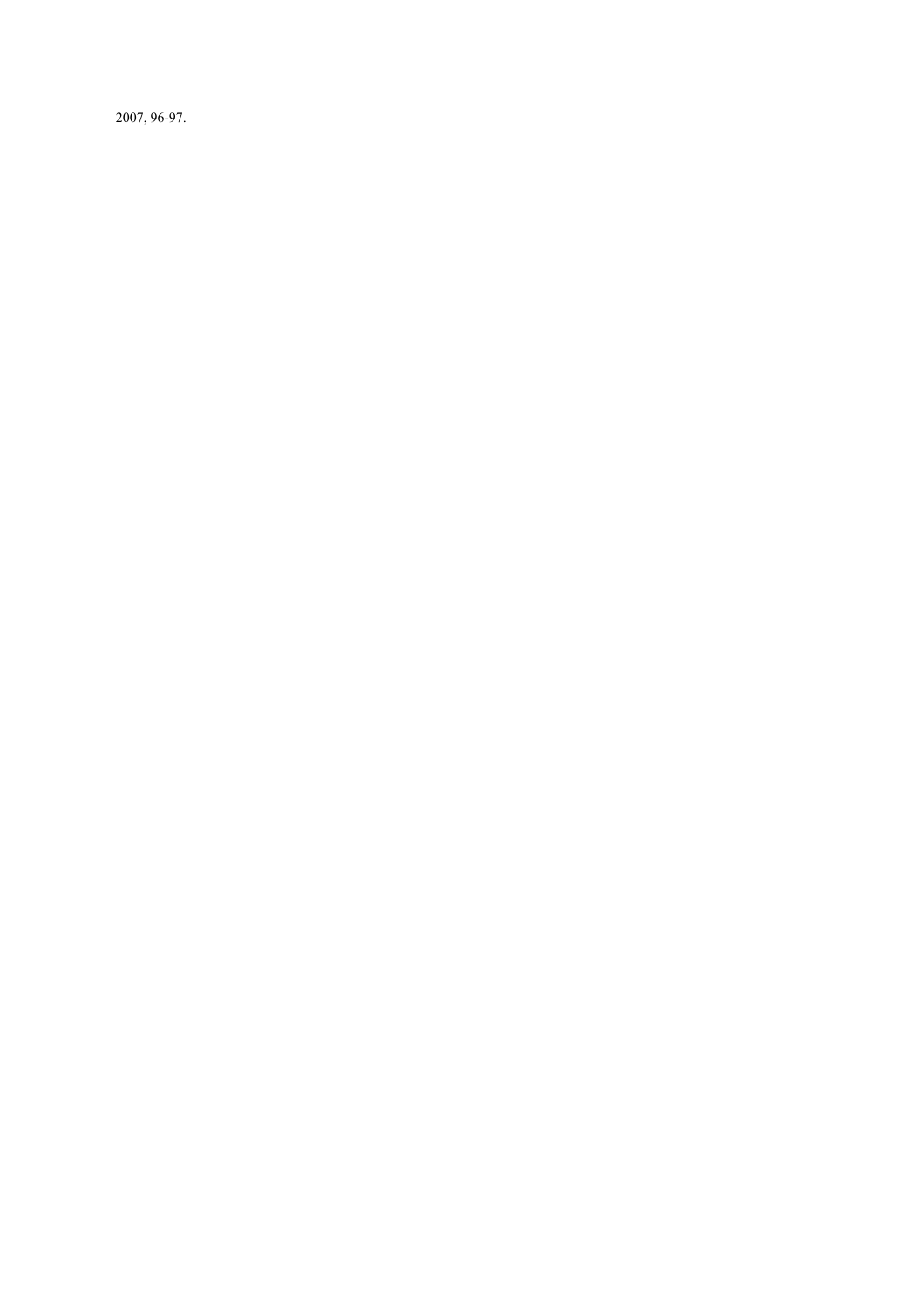2007, 96-97.